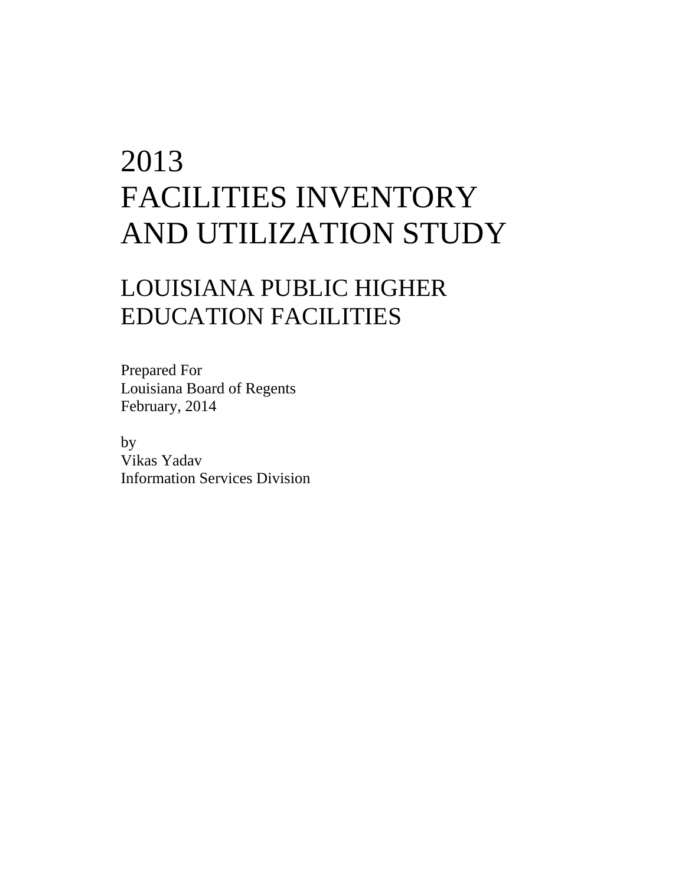# 2013
# FACILITIES INVENTORY AND UTILIZATION STUDY

## LOUISIANA PUBLIC HIGHER EDUCATION FACILITIES

Prepared For
Louisiana Board of Regents
February, 2014

by
Vikas Yadav
Information Services Division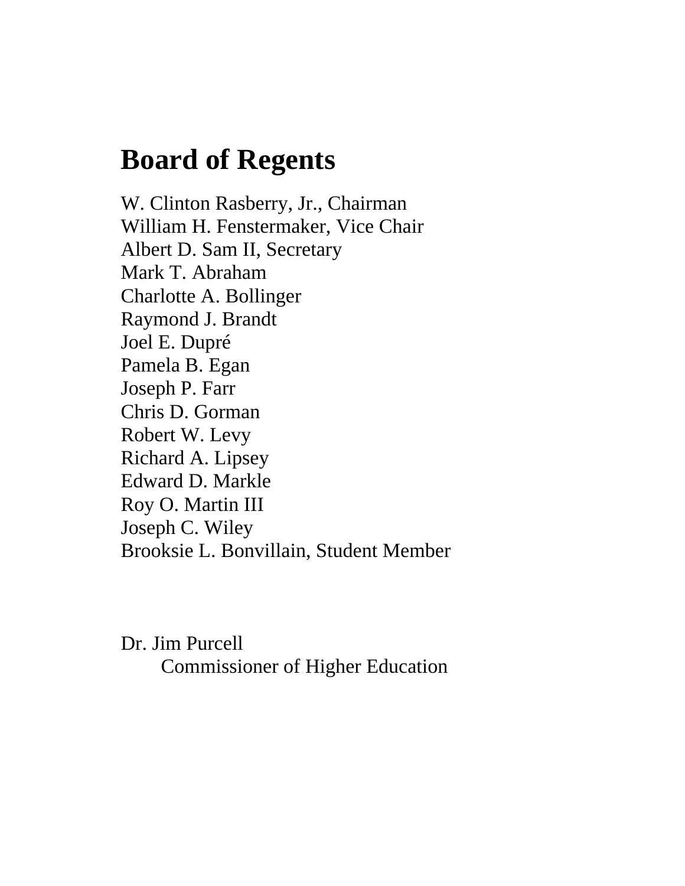# Board of Regents

W. Clinton Rasberry, Jr., Chairman
William H. Fenstermaker, Vice Chair
Albert D. Sam II, Secretary
Mark T. Abraham
Charlotte A. Bollinger
Raymond J. Brandt
Joel E. Dupré
Pamela B. Egan
Joseph P. Farr
Chris D. Gorman
Robert W. Levy
Richard A. Lipsey
Edward D. Markle
Roy O. Martin III
Joseph C. Wiley
Brooksie L. Bonvillain, Student Member

Dr. Jim Purcell
Commissioner of Higher Education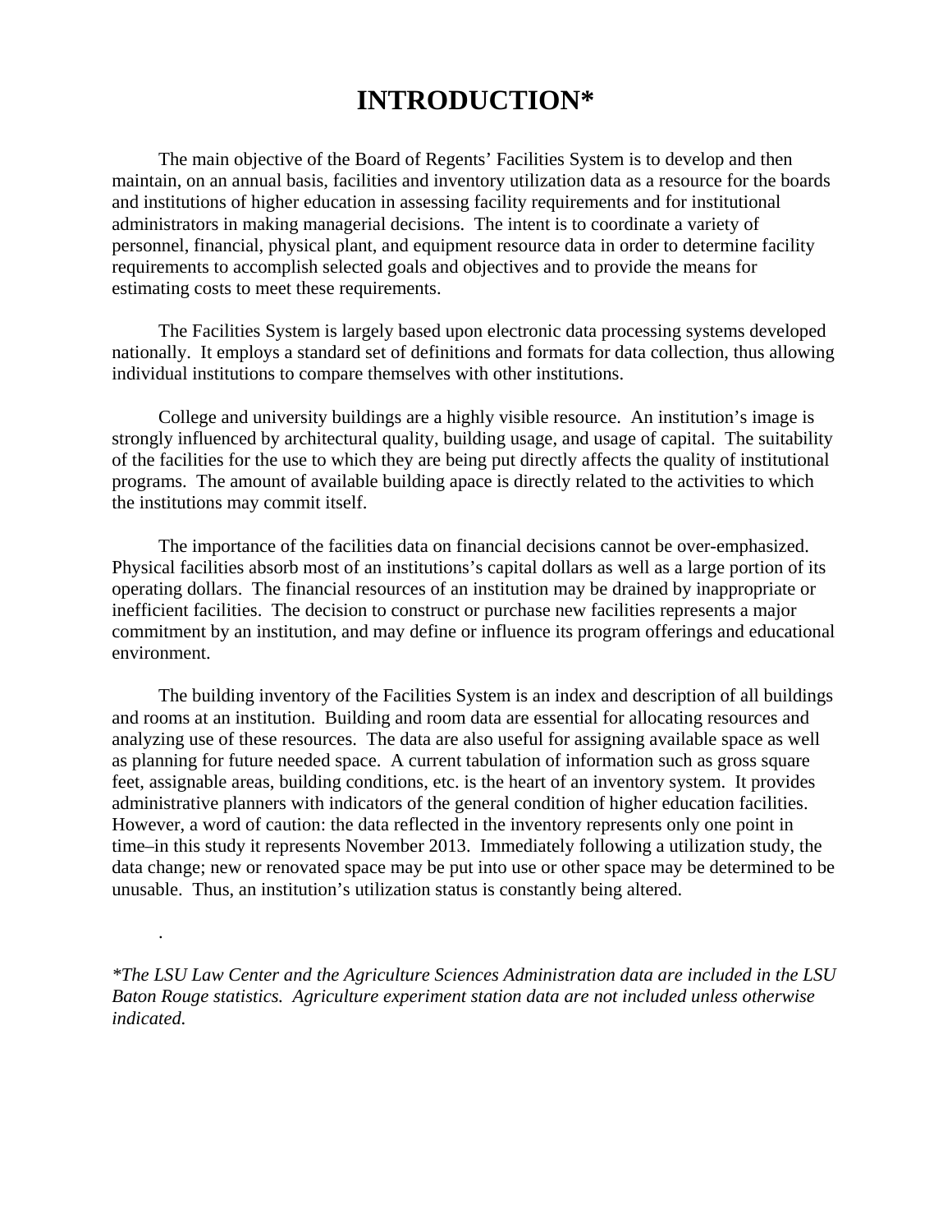# INTRODUCTION*

The main objective of the Board of Regents' Facilities System is to develop and then maintain, on an annual basis, facilities and inventory utilization data as a resource for the boards and institutions of higher education in assessing facility requirements and for institutional administrators in making managerial decisions. The intent is to coordinate a variety of personnel, financial, physical plant, and equipment resource data in order to determine facility requirements to accomplish selected goals and objectives and to provide the means for estimating costs to meet these requirements.

The Facilities System is largely based upon electronic data processing systems developed nationally. It employs a standard set of definitions and formats for data collection, thus allowing individual institutions to compare themselves with other institutions.

College and university buildings are a highly visible resource. An institution's image is strongly influenced by architectural quality, building usage, and usage of capital. The suitability of the facilities for the use to which they are being put directly affects the quality of institutional programs. The amount of available building apace is directly related to the activities to which the institutions may commit itself.

The importance of the facilities data on financial decisions cannot be over-emphasized. Physical facilities absorb most of an institutions's capital dollars as well as a large portion of its operating dollars. The financial resources of an institution may be drained by inappropriate or inefficient facilities. The decision to construct or purchase new facilities represents a major commitment by an institution, and may define or influence its program offerings and educational environment.

The building inventory of the Facilities System is an index and description of all buildings and rooms at an institution. Building and room data are essential for allocating resources and analyzing use of these resources. The data are also useful for assigning available space as well as planning for future needed space. A current tabulation of information such as gross square feet, assignable areas, building conditions, etc. is the heart of an inventory system. It provides administrative planners with indicators of the general condition of higher education facilities. However, a word of caution: the data reflected in the inventory represents only one point in time–in this study it represents November 2013. Immediately following a utilization study, the data change; new or renovated space may be put into use or other space may be determined to be unusable. Thus, an institution's utilization status is constantly being altered.

.

*\*The LSU Law Center and the Agriculture Sciences Administration data are included in the LSU Baton Rouge statistics. Agriculture experiment station data are not included unless otherwise indicated.*